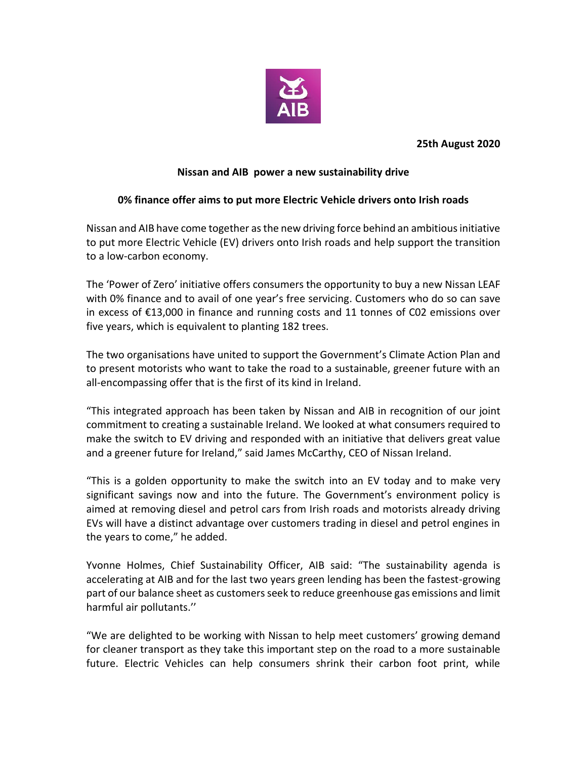**25th August 2020**

**Nissan and AIB power a new sustainability drive**

**0% finance offer aims to put more Electric Vehicle drivers onto Irish roads**

Nissan and AIB have come together as the new driving force behind an ambitious initiative to put more Electric Vehicle (EV) drivers onto Irish roads and help support the transition to a low-carbon economy.

The 'Power of Zero' initiative offers consumers the opportunity to buy a new Nissan LEAF with 0% finance and to avail of one year's free servicing. Customers who do so can save in excess of €13,000 in finance and running costs and 11 tonnes of C02 emissions over five years, which is equivalent to planting 182 trees.

The two organisations have united to support the Government's Climate Action Plan and to present motorists who want to take the road to a sustainable, greener future with an all-encompassing offer that is the first of its kind in Ireland.

"This integrated approach has been taken by Nissan and AIB in recognition of our joint commitment to creating a sustainable Ireland. We looked at what consumers required to make the switch to EV driving and responded with an initiative that delivers great value and a greener future for Ireland," said James McCarthy, CEO of Nissan Ireland.

"This is a golden opportunity to make the switch into an EV today and to make very significant savings now and into the future. The Government's environment policy is aimed at removing diesel and petrol cars from Irish roads and motorists already driving EVs will have a distinct advantage over customers trading in diesel and petrol engines in the years to come," he added.

Yvonne Holmes, Chief Sustainability Officer, AIB said: "The sustainability agenda is accelerating at AIB and for the last two years green lending has been the fastest-growing part of our balance sheet as customers seek to reduce greenhouse gas emissions and limit harmful air pollutants.''

"We are delighted to be working with Nissan to help meet customers' growing demand for cleaner transport as they take this important step on the road to a more sustainable future. Electric Vehicles can help consumers shrink their carbon foot print, while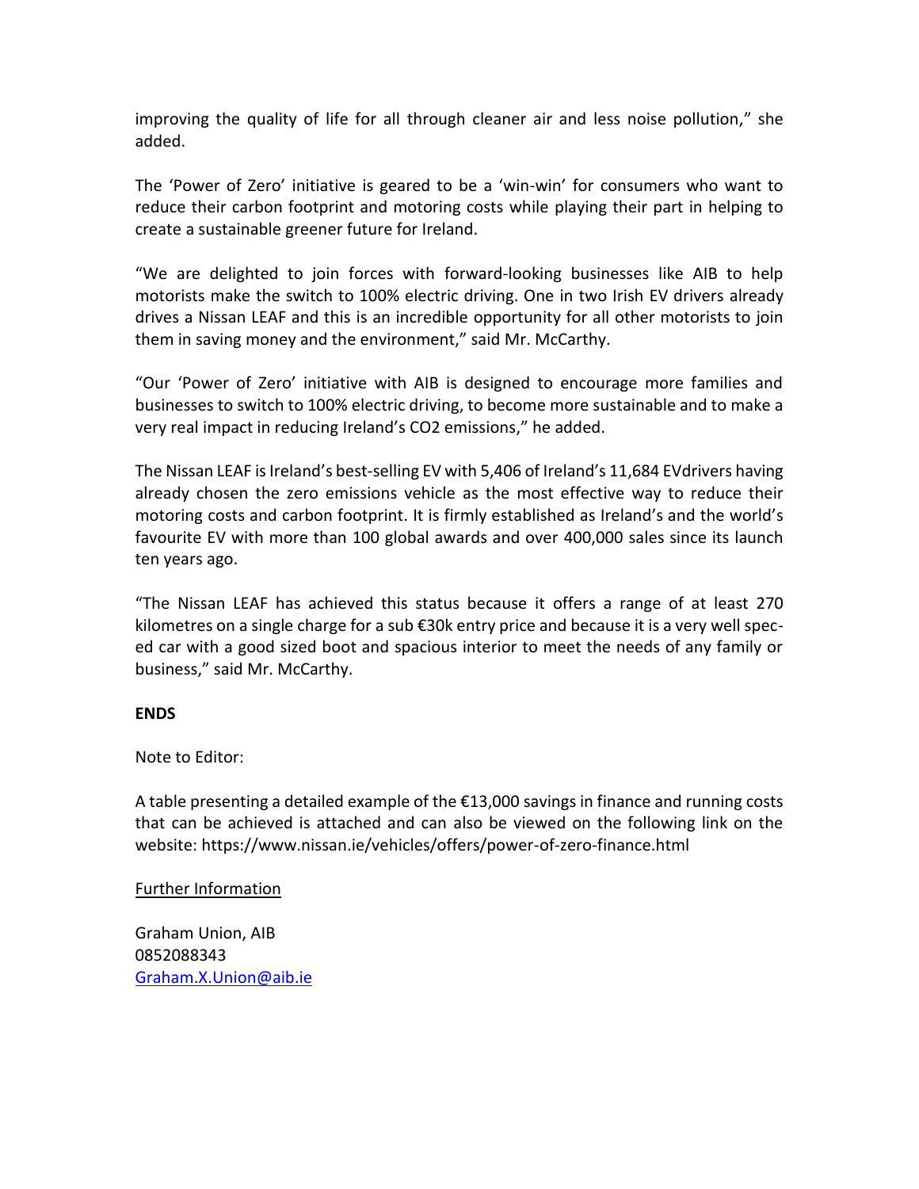improving the quality of life for all through cleaner air and less noise pollution," she added.

The 'Power of Zero' initiative is geared to be a 'win-win' for consumers who want to reduce their carbon footprint and motoring costs while playing their part in helping to create a sustainable greener future for Ireland.

"We are delighted to join forces with forward-looking businesses like AIB to help motorists make the switch to 100% electric driving. One in two Irish EV drivers already drives a Nissan LEAF and this is an incredible opportunity for all other motorists to join them in saving money and the environment," said Mr. McCarthy.

"Our 'Power of Zero' initiative with AIB is designed to encourage more families and businesses to switch to 100% electric driving, to become more sustainable and to make a very real impact in reducing Ireland's $CO_2$ emissions," he added.

The Nissan LEAF is Ireland's best-selling EV with 5,406 of Ireland's 11,684 EVdrivers having already chosen the zero emissions vehicle as the most effective way to reduce their motoring costs and carbon footprint. It is firmly established as Ireland's and the world's favourite EV with more than 100 global awards and over 400,000 sales since its launch ten years ago.

"The Nissan LEAF has achieved this status because it offers a range of at least 270 kilometres on a single charge for a sub €30k entry price and because it is a very well spec-ed car with a good sized boot and spacious interior to meet the needs of any family or business," said Mr. McCarthy.

**ENDS**

Note to Editor:

A table presenting a detailed example of the €13,000 savings in finance and running costs that can be achieved is attached and can also be viewed on the following link on the website: https://www.nissan.ie/vehicles/offers/power-of-zero-finance.html

Further Information

Graham Union, AIB
0852088343
Graham.X.Union@aib.ie